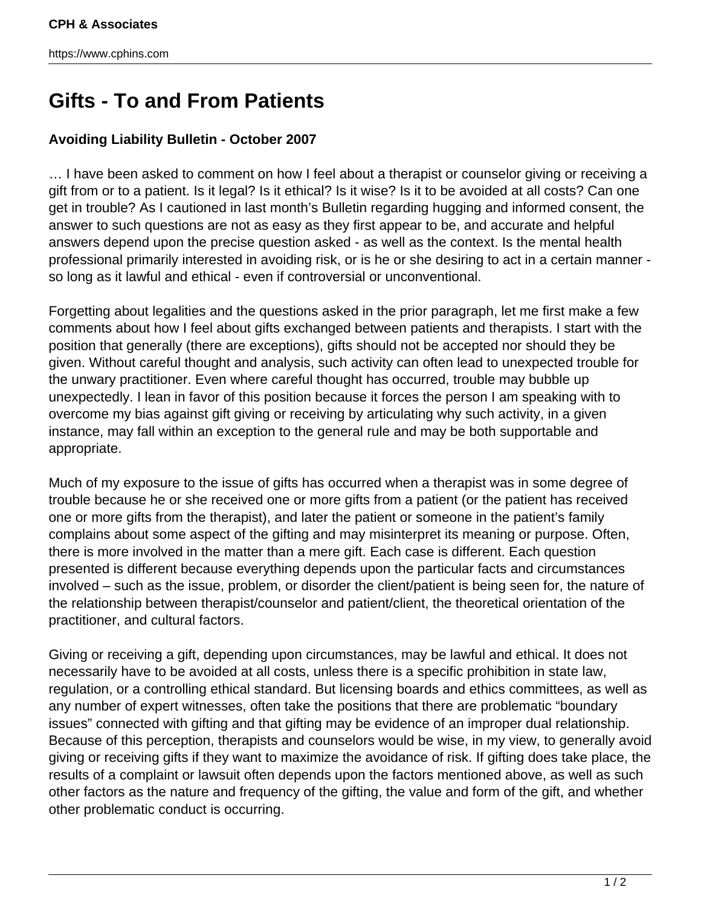# Gifts - To and From Patients

**Avoiding Liability Bulletin - October 2007**

… I have been asked to comment on how I feel about a therapist or counselor giving or receiving a gift from or to a patient. Is it legal? Is it ethical? Is it wise? Is it to be avoided at all costs? Can one get in trouble? As I cautioned in last month's Bulletin regarding hugging and informed consent, the answer to such questions are not as easy as they first appear to be, and accurate and helpful answers depend upon the precise question asked - as well as the context. Is the mental health professional primarily interested in avoiding risk, or is he or she desiring to act in a certain manner - so long as it lawful and ethical - even if controversial or unconventional.

Forgetting about legalities and the questions asked in the prior paragraph, let me first make a few comments about how I feel about gifts exchanged between patients and therapists. I start with the position that generally (there are exceptions), gifts should not be accepted nor should they be given. Without careful thought and analysis, such activity can often lead to unexpected trouble for the unwary practitioner. Even where careful thought has occurred, trouble may bubble up unexpectedly. I lean in favor of this position because it forces the person I am speaking with to overcome my bias against gift giving or receiving by articulating why such activity, in a given instance, may fall within an exception to the general rule and may be both supportable and appropriate.

Much of my exposure to the issue of gifts has occurred when a therapist was in some degree of trouble because he or she received one or more gifts from a patient (or the patient has received one or more gifts from the therapist), and later the patient or someone in the patient's family complains about some aspect of the gifting and may misinterpret its meaning or purpose. Often, there is more involved in the matter than a mere gift. Each case is different. Each question presented is different because everything depends upon the particular facts and circumstances involved – such as the issue, problem, or disorder the client/patient is being seen for, the nature of the relationship between therapist/counselor and patient/client, the theoretical orientation of the practitioner, and cultural factors.

Giving or receiving a gift, depending upon circumstances, may be lawful and ethical. It does not necessarily have to be avoided at all costs, unless there is a specific prohibition in state law, regulation, or a controlling ethical standard. But licensing boards and ethics committees, as well as any number of expert witnesses, often take the positions that there are problematic "boundary issues" connected with gifting and that gifting may be evidence of an improper dual relationship. Because of this perception, therapists and counselors would be wise, in my view, to generally avoid giving or receiving gifts if they want to maximize the avoidance of risk. If gifting does take place, the results of a complaint or lawsuit often depends upon the factors mentioned above, as well as such other factors as the nature and frequency of the gifting, the value and form of the gift, and whether other problematic conduct is occurring.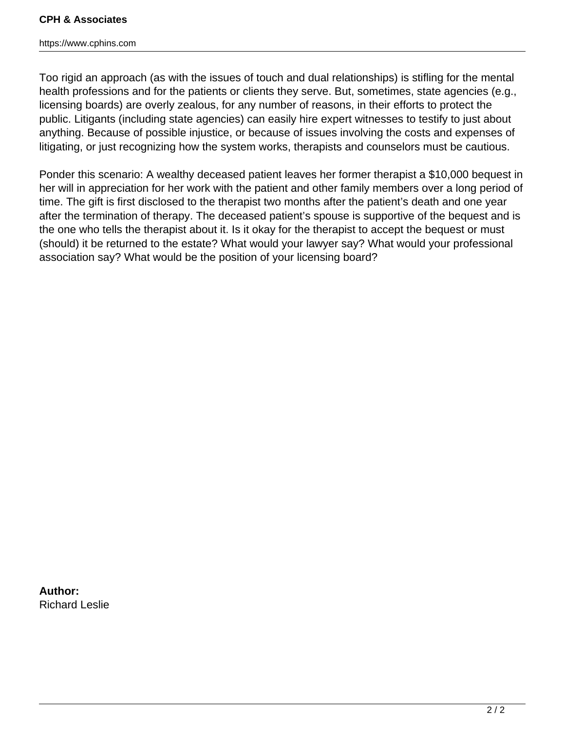Too rigid an approach (as with the issues of touch and dual relationships) is stifling for the mental health professions and for the patients or clients they serve. But, sometimes, state agencies (e.g., licensing boards) are overly zealous, for any number of reasons, in their efforts to protect the public. Litigants (including state agencies) can easily hire expert witnesses to testify to just about anything. Because of possible injustice, or because of issues involving the costs and expenses of litigating, or just recognizing how the system works, therapists and counselors must be cautious.

Ponder this scenario: A wealthy deceased patient leaves her former therapist a $10,000 bequest in her will in appreciation for her work with the patient and other family members over a long period of time. The gift is first disclosed to the therapist two months after the patient's death and one year after the termination of therapy. The deceased patient's spouse is supportive of the bequest and is the one who tells the therapist about it. Is it okay for the therapist to accept the bequest or must (should) it be returned to the estate? What would your lawyer say? What would your professional association say? What would be the position of your licensing board?

**Author:**
Richard Leslie